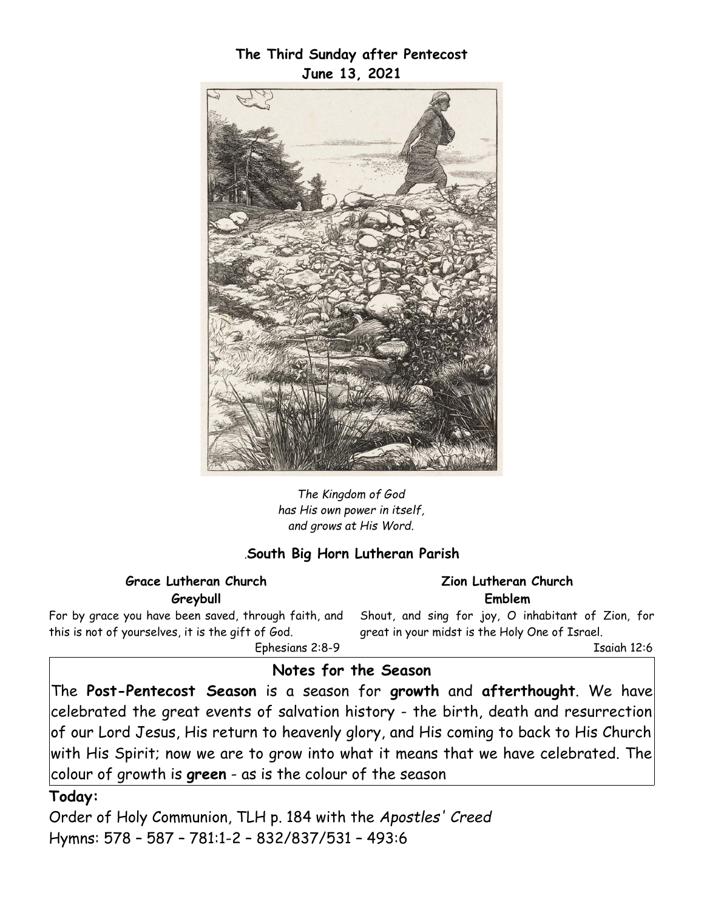**The Third Sunday after Pentecost**
**June 13, 2021**

*The Kingdom of God*
*has His own power in itself,*
*and grows at His Word.*

.**South Big Horn Lutheran Parish**

**Grace Lutheran Church**
**Greybull**

For by grace you have been saved, through faith, and this is not of yourselves, it is the gift of God.
Ephesians 2:8-9

**Zion Lutheran Church**
**Emblem**

Shout, and sing for joy, O inhabitant of Zion, for great in your midst is the Holy One of Israel.
Isaiah 12:6

## Notes for the Season

The **Post-Pentecost Season** is a season for **growth** and **afterthought**. We have celebrated the great events of salvation history - the birth, death and resurrection of our Lord Jesus, His return to heavenly glory, and His coming to back to His Church with His Spirit; now we are to grow into what it means that we have celebrated. The colour of growth is **green** - as is the colour of the season

**Today:**

Order of Holy Communion, TLH p. 184 with the *Apostles' Creed*
Hymns: 578 – 587 – 781:1-2 – 832/837/531 – 493:6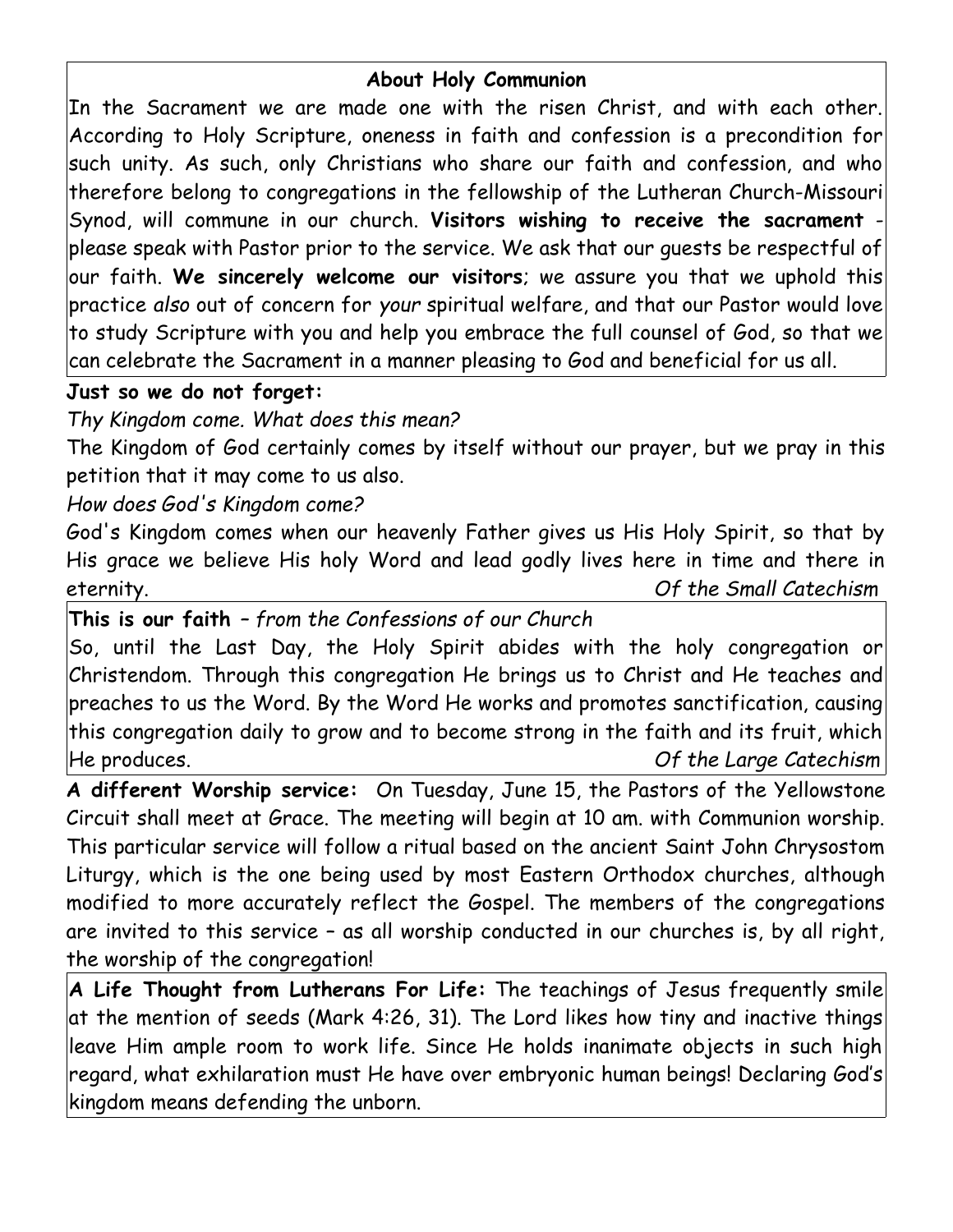## About Holy Communion

In the Sacrament we are made one with the risen Christ, and with each other. According to Holy Scripture, oneness in faith and confession is a precondition for such unity. As such, only Christians who share our faith and confession, and who therefore belong to congregations in the fellowship of the Lutheran Church-Missouri Synod, will commune in our church. **Visitors wishing to receive the sacrament** - please speak with Pastor prior to the service. We ask that our guests be respectful of our faith. **We sincerely welcome our visitors**; we assure you that we uphold this practice *also* out of concern for *your* spiritual welfare, and that our Pastor would love to study Scripture with you and help you embrace the full counsel of God, so that we can celebrate the Sacrament in a manner pleasing to God and beneficial for us all.

**Just so we do not forget:**

*Thy Kingdom come. What does this mean?*

The Kingdom of God certainly comes by itself without our prayer, but we pray in this petition that it may come to us also.

*How does God's Kingdom come?*

God's Kingdom comes when our heavenly Father gives us His Holy Spirit, so that by His grace we believe His holy Word and lead godly lives here in time and there in eternity. *Of the Small Catechism*

**This is our faith** – *from the Confessions of our Church*

So, until the Last Day, the Holy Spirit abides with the holy congregation or Christendom. Through this congregation He brings us to Christ and He teaches and preaches to us the Word. By the Word He works and promotes sanctification, causing this congregation daily to grow and to become strong in the faith and its fruit, which He produces. *Of the Large Catechism*

**A different Worship service:** On Tuesday, June 15, the Pastors of the Yellowstone Circuit shall meet at Grace. The meeting will begin at 10 am. with Communion worship. This particular service will follow a ritual based on the ancient Saint John Chrysostom Liturgy, which is the one being used by most Eastern Orthodox churches, although modified to more accurately reflect the Gospel. The members of the congregations are invited to this service – as all worship conducted in our churches is, by all right, the worship of the congregation!

**A Life Thought from Lutherans For Life:** The teachings of Jesus frequently smile at the mention of seeds (Mark 4:26, 31). The Lord likes how tiny and inactive things leave Him ample room to work life. Since He holds inanimate objects in such high regard, what exhilaration must He have over embryonic human beings! Declaring God's kingdom means defending the unborn.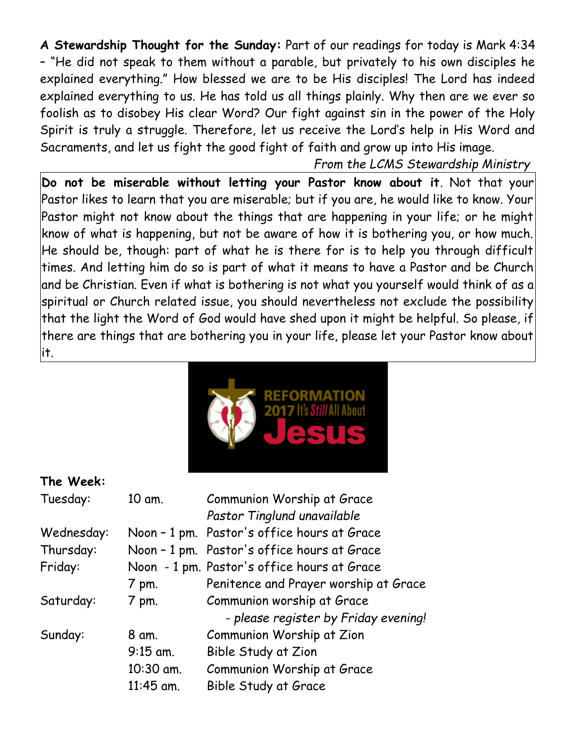**A Stewardship Thought for the Sunday:** Part of our readings for today is Mark 4:34 – "He did not speak to them without a parable, but privately to his own disciples he explained everything." How blessed we are to be His disciples! The Lord has indeed explained everything to us. He has told us all things plainly. Why then are we ever so foolish as to disobey His clear Word? Our fight against sin in the power of the Holy Spirit is truly a struggle. Therefore, let us receive the Lord's help in His Word and Sacraments, and let us fight the good fight of faith and grow up into His image.

*From the LCMS Stewardship Ministry*

**Do not be miserable without letting your Pastor know about it**. Not that your Pastor likes to learn that you are miserable; but if you are, he would like to know. Your Pastor might not know about the things that are happening in your life; or he might know of what is happening, but not be aware of how it is bothering you, or how much. He should be, though: part of what he is there for is to help you through difficult times. And letting him do so is part of what it means to have a Pastor and be Church and be Christian. Even if what is bothering is not what you yourself would think of as a spiritual or Church related issue, you should nevertheless not exclude the possibility that the light the Word of God would have shed upon it might be helpful. So please, if there are things that are bothering you in your life, please let your Pastor know about it.

REFORMATION 2017 It's *Still* All About Jesus

**The Week:**

| | | |
|---|---|---|
| Tuesday: | 10 am. | Communion Worship at Grace |
| | | *Pastor Tinglund unavailable* |
| Wednesday: | Noon – 1 pm. | Pastor's office hours at Grace |
| Thursday: | Noon – 1 pm. | Pastor's office hours at Grace |
| Friday: | Noon - 1 pm. | Pastor's office hours at Grace |
| | 7 pm. | Penitence and Prayer worship at Grace |
| Saturday: | 7 pm. | Communion worship at Grace |
| | | *- please register by Friday evening!* |
| Sunday: | 8 am. | Communion Worship at Zion |
| | 9:15 am. | Bible Study at Zion |
| | 10:30 am. | Communion Worship at Grace |
| | 11:45 am. | Bible Study at Grace |